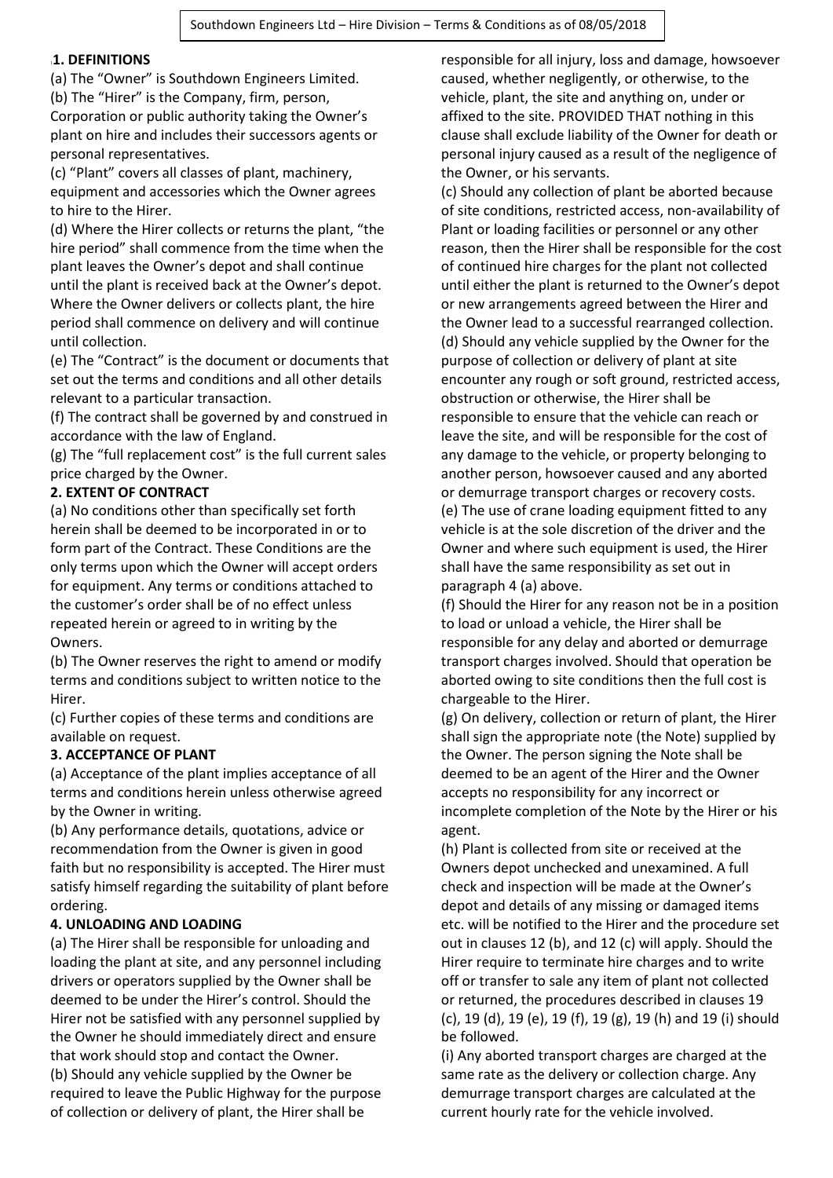Southdown Engineers Ltd – Hire Division – Terms & Conditions as of 08/05/2018

**1. DEFINITIONS**

(a) The "Owner" is Southdown Engineers Limited.

(b) The "Hirer" is the Company, firm, person, Corporation or public authority taking the Owner's plant on hire and includes their successors agents or personal representatives.

(c) "Plant" covers all classes of plant, machinery, equipment and accessories which the Owner agrees to hire to the Hirer.

(d) Where the Hirer collects or returns the plant, "the hire period" shall commence from the time when the plant leaves the Owner's depot and shall continue until the plant is received back at the Owner's depot. Where the Owner delivers or collects plant, the hire period shall commence on delivery and will continue until collection.

(e) The "Contract" is the document or documents that set out the terms and conditions and all other details relevant to a particular transaction.

(f) The contract shall be governed by and construed in accordance with the law of England.

(g) The "full replacement cost" is the full current sales price charged by the Owner.

**2. EXTENT OF CONTRACT**

(a) No conditions other than specifically set forth herein shall be deemed to be incorporated in or to form part of the Contract. These Conditions are the only terms upon which the Owner will accept orders for equipment. Any terms or conditions attached to the customer's order shall be of no effect unless repeated herein or agreed to in writing by the Owners.

(b) The Owner reserves the right to amend or modify terms and conditions subject to written notice to the Hirer.

(c) Further copies of these terms and conditions are available on request.

**3. ACCEPTANCE OF PLANT**

(a) Acceptance of the plant implies acceptance of all terms and conditions herein unless otherwise agreed by the Owner in writing.

(b) Any performance details, quotations, advice or recommendation from the Owner is given in good faith but no responsibility is accepted. The Hirer must satisfy himself regarding the suitability of plant before ordering.

**4. UNLOADING AND LOADING**

(a) The Hirer shall be responsible for unloading and loading the plant at site, and any personnel including drivers or operators supplied by the Owner shall be deemed to be under the Hirer's control. Should the Hirer not be satisfied with any personnel supplied by the Owner he should immediately direct and ensure that work should stop and contact the Owner.

(b) Should any vehicle supplied by the Owner be required to leave the Public Highway for the purpose of collection or delivery of plant, the Hirer shall be responsible for all injury, loss and damage, howsoever caused, whether negligently, or otherwise, to the vehicle, plant, the site and anything on, under or affixed to the site. PROVIDED THAT nothing in this clause shall exclude liability of the Owner for death or personal injury caused as a result of the negligence of the Owner, or his servants.

(c) Should any collection of plant be aborted because of site conditions, restricted access, non-availability of Plant or loading facilities or personnel or any other reason, then the Hirer shall be responsible for the cost of continued hire charges for the plant not collected until either the plant is returned to the Owner's depot or new arrangements agreed between the Hirer and the Owner lead to a successful rearranged collection.

(d) Should any vehicle supplied by the Owner for the purpose of collection or delivery of plant at site encounter any rough or soft ground, restricted access, obstruction or otherwise, the Hirer shall be responsible to ensure that the vehicle can reach or leave the site, and will be responsible for the cost of any damage to the vehicle, or property belonging to another person, howsoever caused and any aborted or demurrage transport charges or recovery costs.

(e) The use of crane loading equipment fitted to any vehicle is at the sole discretion of the driver and the Owner and where such equipment is used, the Hirer shall have the same responsibility as set out in paragraph 4 (a) above.

(f) Should the Hirer for any reason not be in a position to load or unload a vehicle, the Hirer shall be responsible for any delay and aborted or demurrage transport charges involved. Should that operation be aborted owing to site conditions then the full cost is chargeable to the Hirer.

(g) On delivery, collection or return of plant, the Hirer shall sign the appropriate note (the Note) supplied by the Owner. The person signing the Note shall be deemed to be an agent of the Hirer and the Owner accepts no responsibility for any incorrect or incomplete completion of the Note by the Hirer or his agent.

(h) Plant is collected from site or received at the Owners depot unchecked and unexamined. A full check and inspection will be made at the Owner's depot and details of any missing or damaged items etc. will be notified to the Hirer and the procedure set out in clauses 12 (b), and 12 (c) will apply. Should the Hirer require to terminate hire charges and to write off or transfer to sale any item of plant not collected or returned, the procedures described in clauses 19 (c), 19 (d), 19 (e), 19 (f), 19 (g), 19 (h) and 19 (i) should be followed.

(i) Any aborted transport charges are charged at the same rate as the delivery or collection charge. Any demurrage transport charges are calculated at the current hourly rate for the vehicle involved.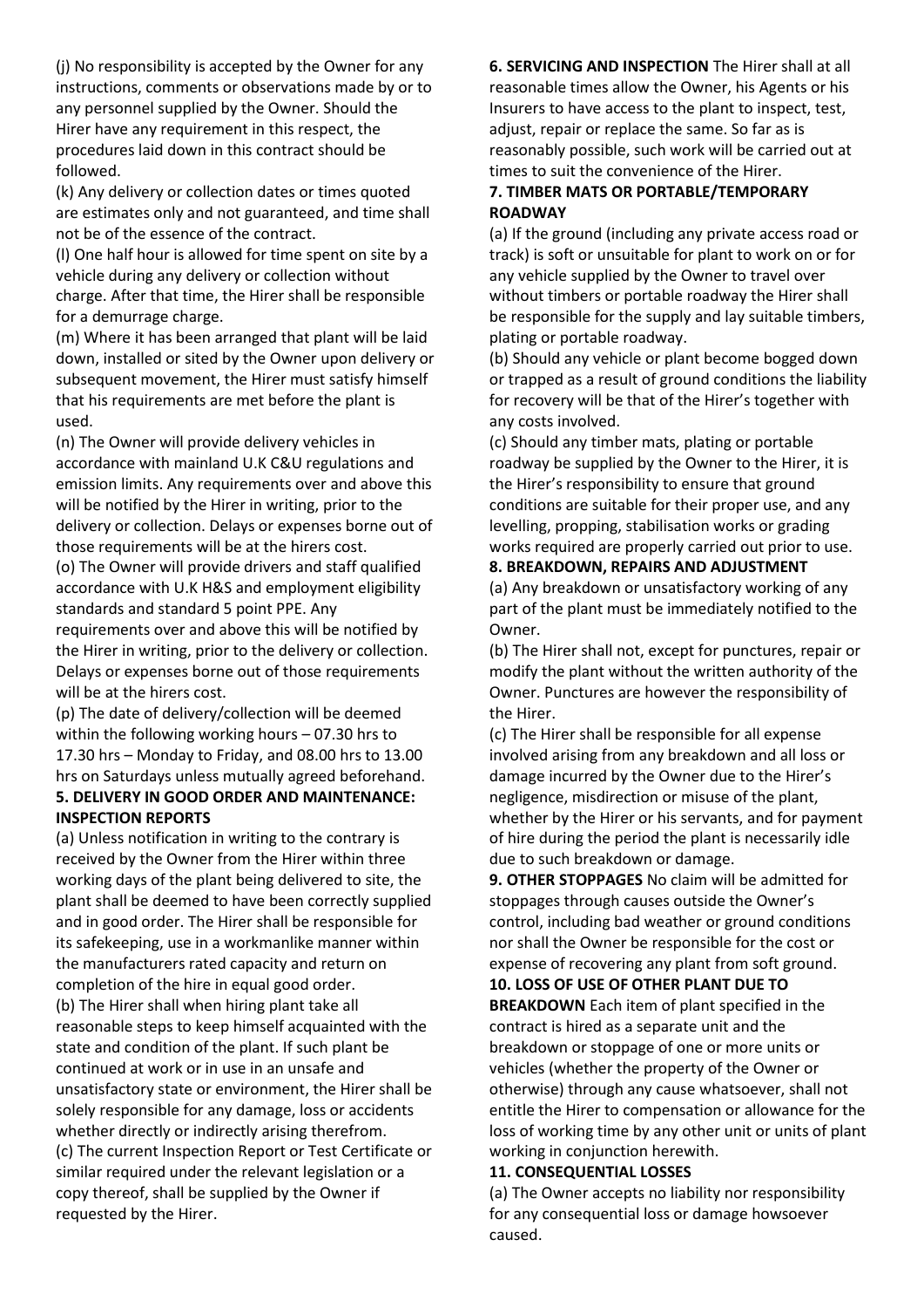(j) No responsibility is accepted by the Owner for any instructions, comments or observations made by or to any personnel supplied by the Owner. Should the Hirer have any requirement in this respect, the procedures laid down in this contract should be followed.

(k) Any delivery or collection dates or times quoted are estimates only and not guaranteed, and time shall not be of the essence of the contract.

(l) One half hour is allowed for time spent on site by a vehicle during any delivery or collection without charge. After that time, the Hirer shall be responsible for a demurrage charge.

(m) Where it has been arranged that plant will be laid down, installed or sited by the Owner upon delivery or subsequent movement, the Hirer must satisfy himself that his requirements are met before the plant is used.

(n) The Owner will provide delivery vehicles in accordance with mainland U.K C&U regulations and emission limits. Any requirements over and above this will be notified by the Hirer in writing, prior to the delivery or collection. Delays or expenses borne out of those requirements will be at the hirers cost.

(o) The Owner will provide drivers and staff qualified accordance with U.K H&S and employment eligibility standards and standard 5 point PPE. Any requirements over and above this will be notified by the Hirer in writing, prior to the delivery or collection. Delays or expenses borne out of those requirements will be at the hirers cost.

(p) The date of delivery/collection will be deemed within the following working hours – 07.30 hrs to 17.30 hrs – Monday to Friday, and 08.00 hrs to 13.00 hrs on Saturdays unless mutually agreed beforehand.

**5. DELIVERY IN GOOD ORDER AND MAINTENANCE: INSPECTION REPORTS**

(a) Unless notification in writing to the contrary is received by the Owner from the Hirer within three working days of the plant being delivered to site, the plant shall be deemed to have been correctly supplied and in good order. The Hirer shall be responsible for its safekeeping, use in a workmanlike manner within the manufacturers rated capacity and return on completion of the hire in equal good order.

(b) The Hirer shall when hiring plant take all reasonable steps to keep himself acquainted with the state and condition of the plant. If such plant be continued at work or in use in an unsafe and unsatisfactory state or environment, the Hirer shall be solely responsible for any damage, loss or accidents whether directly or indirectly arising therefrom.

(c) The current Inspection Report or Test Certificate or similar required under the relevant legislation or a copy thereof, shall be supplied by the Owner if requested by the Hirer.

**6. SERVICING AND INSPECTION** The Hirer shall at all reasonable times allow the Owner, his Agents or his Insurers to have access to the plant to inspect, test, adjust, repair or replace the same. So far as is reasonably possible, such work will be carried out at times to suit the convenience of the Hirer.

**7. TIMBER MATS OR PORTABLE/TEMPORARY ROADWAY**

(a) If the ground (including any private access road or track) is soft or unsuitable for plant to work on or for any vehicle supplied by the Owner to travel over without timbers or portable roadway the Hirer shall be responsible for the supply and lay suitable timbers, plating or portable roadway.

(b) Should any vehicle or plant become bogged down or trapped as a result of ground conditions the liability for recovery will be that of the Hirer's together with any costs involved.

(c) Should any timber mats, plating or portable roadway be supplied by the Owner to the Hirer, it is the Hirer's responsibility to ensure that ground conditions are suitable for their proper use, and any levelling, propping, stabilisation works or grading works required are properly carried out prior to use.

**8. BREAKDOWN, REPAIRS AND ADJUSTMENT**

(a) Any breakdown or unsatisfactory working of any part of the plant must be immediately notified to the Owner.

(b) The Hirer shall not, except for punctures, repair or modify the plant without the written authority of the Owner. Punctures are however the responsibility of the Hirer.

(c) The Hirer shall be responsible for all expense involved arising from any breakdown and all loss or damage incurred by the Owner due to the Hirer's negligence, misdirection or misuse of the plant, whether by the Hirer or his servants, and for payment of hire during the period the plant is necessarily idle due to such breakdown or damage.

**9. OTHER STOPPAGES** No claim will be admitted for stoppages through causes outside the Owner's control, including bad weather or ground conditions nor shall the Owner be responsible for the cost or expense of recovering any plant from soft ground.

**10. LOSS OF USE OF OTHER PLANT DUE TO BREAKDOWN** Each item of plant specified in the contract is hired as a separate unit and the breakdown or stoppage of one or more units or vehicles (whether the property of the Owner or otherwise) through any cause whatsoever, shall not entitle the Hirer to compensation or allowance for the loss of working time by any other unit or units of plant working in conjunction herewith.

**11. CONSEQUENTIAL LOSSES**

(a) The Owner accepts no liability nor responsibility for any consequential loss or damage howsoever caused.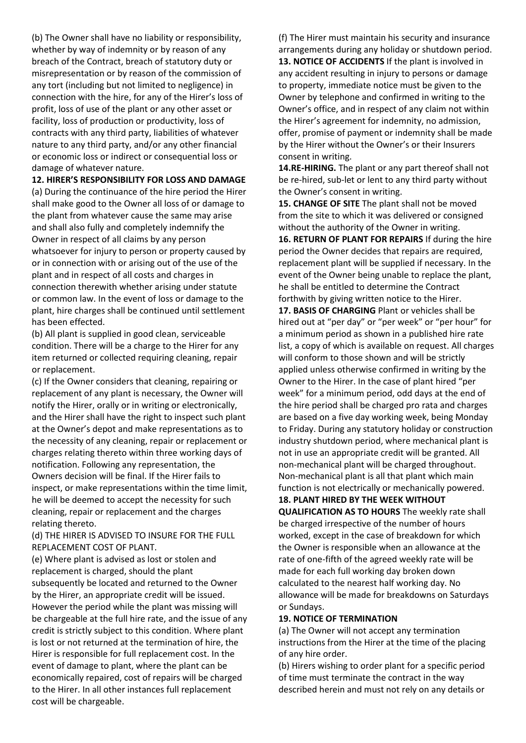(b) The Owner shall have no liability or responsibility, whether by way of indemnity or by reason of any breach of the Contract, breach of statutory duty or misrepresentation or by reason of the commission of any tort (including but not limited to negligence) in connection with the hire, for any of the Hirer's loss of profit, loss of use of the plant or any other asset or facility, loss of production or productivity, loss of contracts with any third party, liabilities of whatever nature to any third party, and/or any other financial or economic loss or indirect or consequential loss or damage of whatever nature.

**12. HIRER'S RESPONSIBILITY FOR LOSS AND DAMAGE**

(a) During the continuance of the hire period the Hirer shall make good to the Owner all loss of or damage to the plant from whatever cause the same may arise and shall also fully and completely indemnify the Owner in respect of all claims by any person whatsoever for injury to person or property caused by or in connection with or arising out of the use of the plant and in respect of all costs and charges in connection therewith whether arising under statute or common law. In the event of loss or damage to the plant, hire charges shall be continued until settlement has been effected.

(b) All plant is supplied in good clean, serviceable condition. There will be a charge to the Hirer for any item returned or collected requiring cleaning, repair or replacement.

(c) If the Owner considers that cleaning, repairing or replacement of any plant is necessary, the Owner will notify the Hirer, orally or in writing or electronically, and the Hirer shall have the right to inspect such plant at the Owner's depot and make representations as to the necessity of any cleaning, repair or replacement or charges relating thereto within three working days of notification. Following any representation, the Owners decision will be final. If the Hirer fails to inspect, or make representations within the time limit, he will be deemed to accept the necessity for such cleaning, repair or replacement and the charges relating thereto.

(d) THE HIRER IS ADVISED TO INSURE FOR THE FULL REPLACEMENT COST OF PLANT.

(e) Where plant is advised as lost or stolen and replacement is charged, should the plant subsequently be located and returned to the Owner by the Hirer, an appropriate credit will be issued. However the period while the plant was missing will be chargeable at the full hire rate, and the issue of any credit is strictly subject to this condition. Where plant is lost or not returned at the termination of hire, the Hirer is responsible for full replacement cost. In the event of damage to plant, where the plant can be economically repaired, cost of repairs will be charged to the Hirer. In all other instances full replacement cost will be chargeable.

(f) The Hirer must maintain his security and insurance arrangements during any holiday or shutdown period.

**13. NOTICE OF ACCIDENTS** If the plant is involved in any accident resulting in injury to persons or damage to property, immediate notice must be given to the Owner by telephone and confirmed in writing to the Owner's office, and in respect of any claim not within the Hirer's agreement for indemnity, no admission, offer, promise of payment or indemnity shall be made by the Hirer without the Owner's or their Insurers consent in writing.

**14.RE-HIRING.** The plant or any part thereof shall not be re-hired, sub-let or lent to any third party without the Owner's consent in writing.

**15. CHANGE OF SITE** The plant shall not be moved from the site to which it was delivered or consigned without the authority of the Owner in writing.

**16. RETURN OF PLANT FOR REPAIRS** If during the hire period the Owner decides that repairs are required, replacement plant will be supplied if necessary. In the event of the Owner being unable to replace the plant, he shall be entitled to determine the Contract forthwith by giving written notice to the Hirer.

**17. BASIS OF CHARGING** Plant or vehicles shall be hired out at "per day" or "per week" or "per hour" for a minimum period as shown in a published hire rate list, a copy of which is available on request. All charges will conform to those shown and will be strictly applied unless otherwise confirmed in writing by the Owner to the Hirer. In the case of plant hired "per week" for a minimum period, odd days at the end of the hire period shall be charged pro rata and charges are based on a five day working week, being Monday to Friday. During any statutory holiday or construction industry shutdown period, where mechanical plant is not in use an appropriate credit will be granted. All non-mechanical plant will be charged throughout. Non-mechanical plant is all that plant which main function is not electrically or mechanically powered.

**18. PLANT HIRED BY THE WEEK WITHOUT QUALIFICATION AS TO HOURS** The weekly rate shall be charged irrespective of the number of hours worked, except in the case of breakdown for which the Owner is responsible when an allowance at the rate of one-fifth of the agreed weekly rate will be made for each full working day broken down calculated to the nearest half working day. No allowance will be made for breakdowns on Saturdays or Sundays.

**19. NOTICE OF TERMINATION**

(a) The Owner will not accept any termination instructions from the Hirer at the time of the placing of any hire order.

(b) Hirers wishing to order plant for a specific period of time must terminate the contract in the way described herein and must not rely on any details or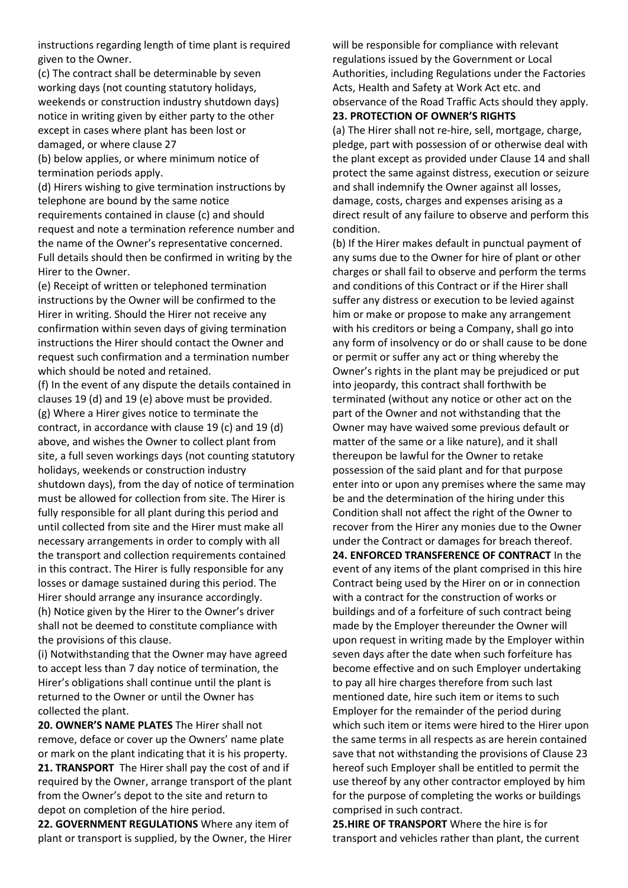instructions regarding length of time plant is required given to the Owner.

(c) The contract shall be determinable by seven working days (not counting statutory holidays, weekends or construction industry shutdown days) notice in writing given by either party to the other except in cases where plant has been lost or damaged, or where clause 27

(b) below applies, or where minimum notice of termination periods apply.

(d) Hirers wishing to give termination instructions by telephone are bound by the same notice requirements contained in clause (c) and should request and note a termination reference number and the name of the Owner's representative concerned. Full details should then be confirmed in writing by the Hirer to the Owner.

(e) Receipt of written or telephoned termination instructions by the Owner will be confirmed to the Hirer in writing. Should the Hirer not receive any confirmation within seven days of giving termination instructions the Hirer should contact the Owner and request such confirmation and a termination number which should be noted and retained.

(f) In the event of any dispute the details contained in clauses 19 (d) and 19 (e) above must be provided.

(g) Where a Hirer gives notice to terminate the contract, in accordance with clause 19 (c) and 19 (d) above, and wishes the Owner to collect plant from site, a full seven workings days (not counting statutory holidays, weekends or construction industry shutdown days), from the day of notice of termination must be allowed for collection from site. The Hirer is fully responsible for all plant during this period and until collected from site and the Hirer must make all necessary arrangements in order to comply with all the transport and collection requirements contained in this contract. The Hirer is fully responsible for any losses or damage sustained during this period. The Hirer should arrange any insurance accordingly.

(h) Notice given by the Hirer to the Owner's driver shall not be deemed to constitute compliance with the provisions of this clause.

(i) Notwithstanding that the Owner may have agreed to accept less than 7 day notice of termination, the Hirer's obligations shall continue until the plant is returned to the Owner or until the Owner has collected the plant.

**20. OWNER'S NAME PLATES** The Hirer shall not remove, deface or cover up the Owners' name plate or mark on the plant indicating that it is his property.

**21. TRANSPORT** The Hirer shall pay the cost of and if required by the Owner, arrange transport of the plant from the Owner's depot to the site and return to depot on completion of the hire period.

**22. GOVERNMENT REGULATIONS** Where any item of plant or transport is supplied, by the Owner, the Hirer will be responsible for compliance with relevant regulations issued by the Government or Local Authorities, including Regulations under the Factories Acts, Health and Safety at Work Act etc. and observance of the Road Traffic Acts should they apply.

**23. PROTECTION OF OWNER'S RIGHTS**

(a) The Hirer shall not re-hire, sell, mortgage, charge, pledge, part with possession of or otherwise deal with the plant except as provided under Clause 14 and shall protect the same against distress, execution or seizure and shall indemnify the Owner against all losses, damage, costs, charges and expenses arising as a direct result of any failure to observe and perform this condition.

(b) If the Hirer makes default in punctual payment of any sums due to the Owner for hire of plant or other charges or shall fail to observe and perform the terms and conditions of this Contract or if the Hirer shall suffer any distress or execution to be levied against him or make or propose to make any arrangement with his creditors or being a Company, shall go into any form of insolvency or do or shall cause to be done or permit or suffer any act or thing whereby the Owner's rights in the plant may be prejudiced or put into jeopardy, this contract shall forthwith be terminated (without any notice or other act on the part of the Owner and not withstanding that the Owner may have waived some previous default or matter of the same or a like nature), and it shall thereupon be lawful for the Owner to retake possession of the said plant and for that purpose enter into or upon any premises where the same may be and the determination of the hiring under this Condition shall not affect the right of the Owner to recover from the Hirer any monies due to the Owner under the Contract or damages for breach thereof.

**24. ENFORCED TRANSFERENCE OF CONTRACT** In the event of any items of the plant comprised in this hire Contract being used by the Hirer on or in connection with a contract for the construction of works or buildings and of a forfeiture of such contract being made by the Employer thereunder the Owner will upon request in writing made by the Employer within seven days after the date when such forfeiture has become effective and on such Employer undertaking to pay all hire charges therefore from such last mentioned date, hire such item or items to such Employer for the remainder of the period during which such item or items were hired to the Hirer upon the same terms in all respects as are herein contained save that not withstanding the provisions of Clause 23 hereof such Employer shall be entitled to permit the use thereof by any other contractor employed by him for the purpose of completing the works or buildings comprised in such contract.

**25.HIRE OF TRANSPORT** Where the hire is for transport and vehicles rather than plant, the current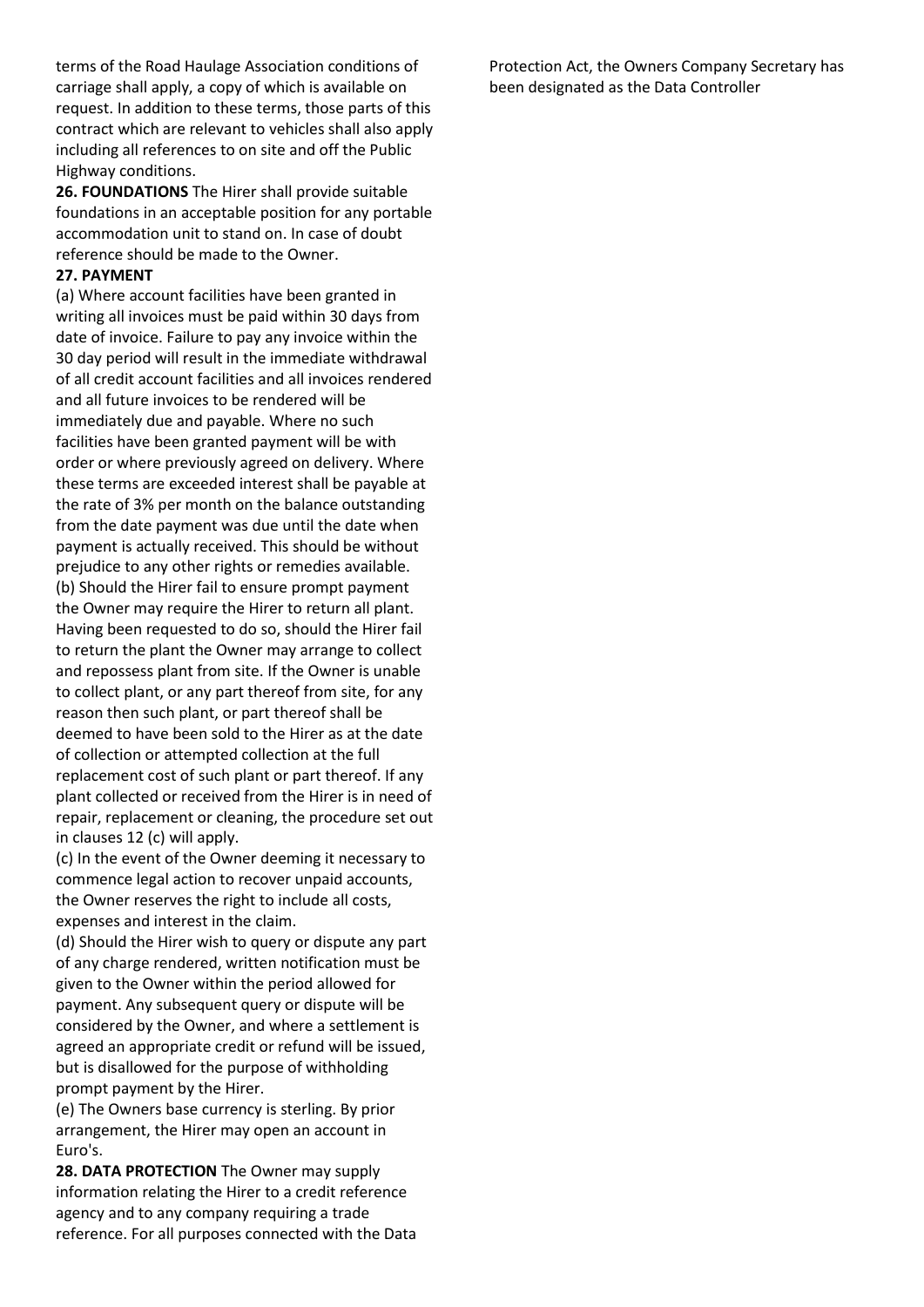terms of the Road Haulage Association conditions of carriage shall apply, a copy of which is available on request. In addition to these terms, those parts of this contract which are relevant to vehicles shall also apply including all references to on site and off the Public Highway conditions.

**26. FOUNDATIONS** The Hirer shall provide suitable foundations in an acceptable position for any portable accommodation unit to stand on. In case of doubt reference should be made to the Owner.

**27. PAYMENT**

(a) Where account facilities have been granted in writing all invoices must be paid within 30 days from date of invoice. Failure to pay any invoice within the 30 day period will result in the immediate withdrawal of all credit account facilities and all invoices rendered and all future invoices to be rendered will be immediately due and payable. Where no such facilities have been granted payment will be with order or where previously agreed on delivery. Where these terms are exceeded interest shall be payable at the rate of 3% per month on the balance outstanding from the date payment was due until the date when payment is actually received. This should be without prejudice to any other rights or remedies available.

(b) Should the Hirer fail to ensure prompt payment the Owner may require the Hirer to return all plant. Having been requested to do so, should the Hirer fail to return the plant the Owner may arrange to collect and repossess plant from site. If the Owner is unable to collect plant, or any part thereof from site, for any reason then such plant, or part thereof shall be deemed to have been sold to the Hirer as at the date of collection or attempted collection at the full replacement cost of such plant or part thereof. If any plant collected or received from the Hirer is in need of repair, replacement or cleaning, the procedure set out in clauses 12 (c) will apply.

(c) In the event of the Owner deeming it necessary to commence legal action to recover unpaid accounts, the Owner reserves the right to include all costs, expenses and interest in the claim.

(d) Should the Hirer wish to query or dispute any part of any charge rendered, written notification must be given to the Owner within the period allowed for payment. Any subsequent query or dispute will be considered by the Owner, and where a settlement is agreed an appropriate credit or refund will be issued, but is disallowed for the purpose of withholding prompt payment by the Hirer.

(e) The Owners base currency is sterling. By prior arrangement, the Hirer may open an account in Euro's.

**28. DATA PROTECTION** The Owner may supply information relating the Hirer to a credit reference agency and to any company requiring a trade reference. For all purposes connected with the Data Protection Act, the Owners Company Secretary has been designated as the Data Controller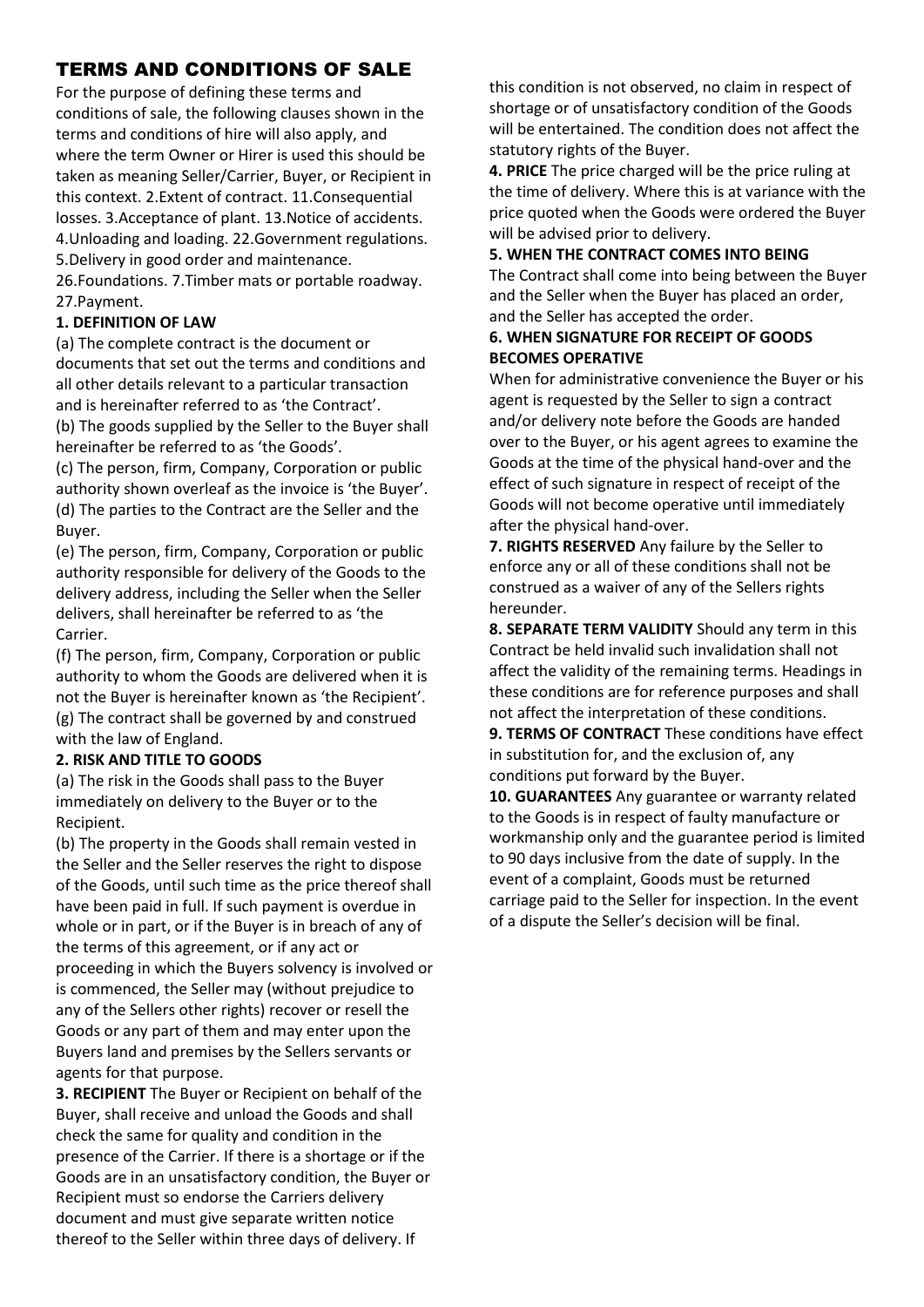# TERMS AND CONDITIONS OF SALE

For the purpose of defining these terms and conditions of sale, the following clauses shown in the terms and conditions of hire will also apply, and where the term Owner or Hirer is used this should be taken as meaning Seller/Carrier, Buyer, or Recipient in this context. 2.Extent of contract. 11.Consequential losses. 3.Acceptance of plant. 13.Notice of accidents. 4.Unloading and loading. 22.Government regulations. 5.Delivery in good order and maintenance. 26.Foundations. 7.Timber mats or portable roadway. 27.Payment.

**1. DEFINITION OF LAW**

(a) The complete contract is the document or documents that set out the terms and conditions and all other details relevant to a particular transaction and is hereinafter referred to as 'the Contract'.

(b) The goods supplied by the Seller to the Buyer shall hereinafter be referred to as 'the Goods'.

(c) The person, firm, Company, Corporation or public authority shown overleaf as the invoice is 'the Buyer'.

(d) The parties to the Contract are the Seller and the Buyer.

(e) The person, firm, Company, Corporation or public authority responsible for delivery of the Goods to the delivery address, including the Seller when the Seller delivers, shall hereinafter be referred to as 'the Carrier.

(f) The person, firm, Company, Corporation or public authority to whom the Goods are delivered when it is not the Buyer is hereinafter known as 'the Recipient'.

(g) The contract shall be governed by and construed with the law of England.

**2. RISK AND TITLE TO GOODS**

(a) The risk in the Goods shall pass to the Buyer immediately on delivery to the Buyer or to the Recipient.

(b) The property in the Goods shall remain vested in the Seller and the Seller reserves the right to dispose of the Goods, until such time as the price thereof shall have been paid in full. If such payment is overdue in whole or in part, or if the Buyer is in breach of any of the terms of this agreement, or if any act or proceeding in which the Buyers solvency is involved or is commenced, the Seller may (without prejudice to any of the Sellers other rights) recover or resell the Goods or any part of them and may enter upon the Buyers land and premises by the Sellers servants or agents for that purpose.

**3. RECIPIENT** The Buyer or Recipient on behalf of the Buyer, shall receive and unload the Goods and shall check the same for quality and condition in the presence of the Carrier. If there is a shortage or if the Goods are in an unsatisfactory condition, the Buyer or Recipient must so endorse the Carriers delivery document and must give separate written notice thereof to the Seller within three days of delivery. If this condition is not observed, no claim in respect of shortage or of unsatisfactory condition of the Goods will be entertained. The condition does not affect the statutory rights of the Buyer.

**4. PRICE** The price charged will be the price ruling at the time of delivery. Where this is at variance with the price quoted when the Goods were ordered the Buyer will be advised prior to delivery.

**5. WHEN THE CONTRACT COMES INTO BEING**

The Contract shall come into being between the Buyer and the Seller when the Buyer has placed an order, and the Seller has accepted the order.

**6. WHEN SIGNATURE FOR RECEIPT OF GOODS BECOMES OPERATIVE**

When for administrative convenience the Buyer or his agent is requested by the Seller to sign a contract and/or delivery note before the Goods are handed over to the Buyer, or his agent agrees to examine the Goods at the time of the physical hand-over and the effect of such signature in respect of receipt of the Goods will not become operative until immediately after the physical hand-over.

**7. RIGHTS RESERVED** Any failure by the Seller to enforce any or all of these conditions shall not be construed as a waiver of any of the Sellers rights hereunder.

**8. SEPARATE TERM VALIDITY** Should any term in this Contract be held invalid such invalidation shall not affect the validity of the remaining terms. Headings in these conditions are for reference purposes and shall not affect the interpretation of these conditions.

**9. TERMS OF CONTRACT** These conditions have effect in substitution for, and the exclusion of, any conditions put forward by the Buyer.

**10. GUARANTEES** Any guarantee or warranty related to the Goods is in respect of faulty manufacture or workmanship only and the guarantee period is limited to 90 days inclusive from the date of supply. In the event of a complaint, Goods must be returned carriage paid to the Seller for inspection. In the event of a dispute the Seller's decision will be final.